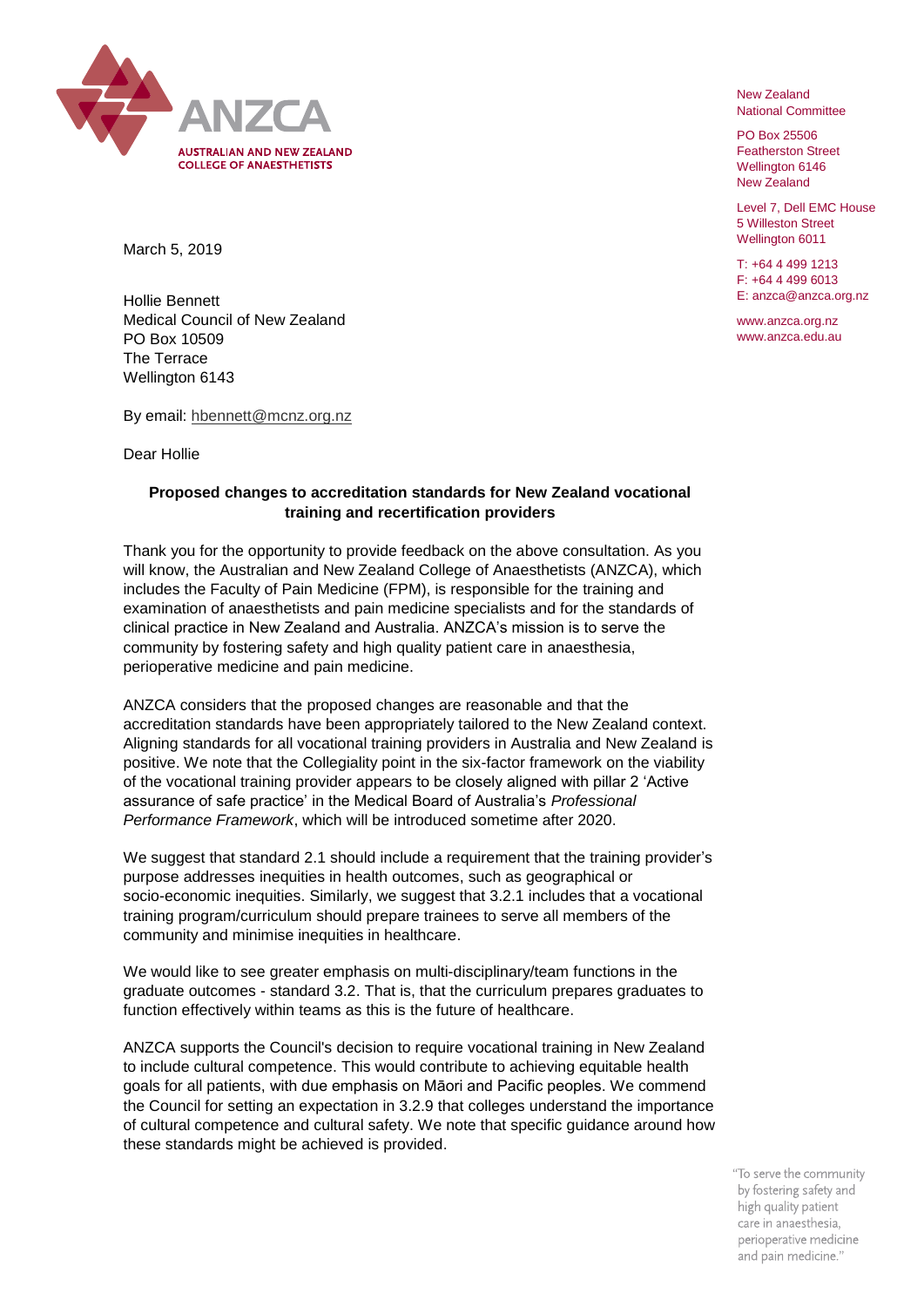ANZCA

AUSTRALIAN AND NEW ZEALAND COLLEGE OF ANAESTHETISTS

New Zealand
National Committee

PO Box 25506
Featherston Street
Wellington 6146
New Zealand

Level 7, Dell EMC House
5 Willeston Street
Wellington 6011

T: +64 4 499 1213
F: +64 4 499 6013
E: anzca@anzca.org.nz

www.anzca.org.nz
www.anzca.edu.au

March 5, 2019

Hollie Bennett
Medical Council of New Zealand
PO Box 10509
The Terrace
Wellington 6143

By email: hbennett@mcnz.org.nz

Dear Hollie

**Proposed changes to accreditation standards for New Zealand vocational training and recertification providers**

Thank you for the opportunity to provide feedback on the above consultation. As you will know, the Australian and New Zealand College of Anaesthetists (ANZCA), which includes the Faculty of Pain Medicine (FPM), is responsible for the training and examination of anaesthetists and pain medicine specialists and for the standards of clinical practice in New Zealand and Australia. ANZCA's mission is to serve the community by fostering safety and high quality patient care in anaesthesia, perioperative medicine and pain medicine.

ANZCA considers that the proposed changes are reasonable and that the accreditation standards have been appropriately tailored to the New Zealand context. Aligning standards for all vocational training providers in Australia and New Zealand is positive. We note that the Collegiality point in the six-factor framework on the viability of the vocational training provider appears to be closely aligned with pillar 2 'Active assurance of safe practice' in the Medical Board of Australia's *Professional Performance Framework*, which will be introduced sometime after 2020.

We suggest that standard 2.1 should include a requirement that the training provider's purpose addresses inequities in health outcomes, such as geographical or socio-economic inequities. Similarly, we suggest that 3.2.1 includes that a vocational training program/curriculum should prepare trainees to serve all members of the community and minimise inequities in healthcare.

We would like to see greater emphasis on multi-disciplinary/team functions in the graduate outcomes - standard 3.2. That is, that the curriculum prepares graduates to function effectively within teams as this is the future of healthcare.

ANZCA supports the Council's decision to require vocational training in New Zealand to include cultural competence. This would contribute to achieving equitable health goals for all patients, with due emphasis on Māori and Pacific peoples. We commend the Council for setting an expectation in 3.2.9 that colleges understand the importance of cultural competence and cultural safety. We note that specific guidance around how these standards might be achieved is provided.

"To serve the community by fostering safety and high quality patient care in anaesthesia, perioperative medicine and pain medicine."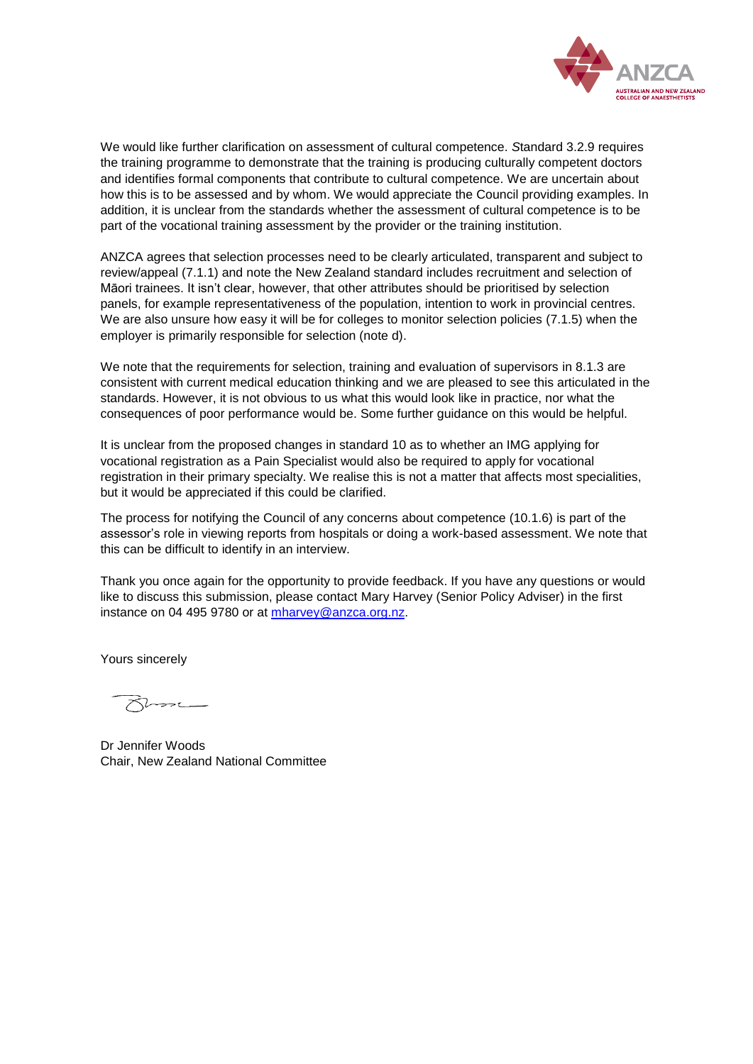We would like further clarification on assessment of cultural competence. *S*tandard 3.2.9 requires the training programme to demonstrate that the training is producing culturally competent doctors and identifies formal components that contribute to cultural competence. We are uncertain about how this is to be assessed and by whom. We would appreciate the Council providing examples. In addition, it is unclear from the standards whether the assessment of cultural competence is to be part of the vocational training assessment by the provider or the training institution.

ANZCA agrees that selection processes need to be clearly articulated, transparent and subject to review/appeal (7.1.1) and note the New Zealand standard includes recruitment and selection of Māori trainees. It isn't clear, however, that other attributes should be prioritised by selection panels, for example representativeness of the population, intention to work in provincial centres. We are also unsure how easy it will be for colleges to monitor selection policies (7.1.5) when the employer is primarily responsible for selection (note d).

We note that the requirements for selection, training and evaluation of supervisors in 8.1.3 are consistent with current medical education thinking and we are pleased to see this articulated in the standards. However, it is not obvious to us what this would look like in practice, nor what the consequences of poor performance would be. Some further guidance on this would be helpful.

It is unclear from the proposed changes in standard 10 as to whether an IMG applying for vocational registration as a Pain Specialist would also be required to apply for vocational registration in their primary specialty. We realise this is not a matter that affects most specialities, but it would be appreciated if this could be clarified.

The process for notifying the Council of any concerns about competence (10.1.6) is part of the assessor's role in viewing reports from hospitals or doing a work-based assessment. We note that this can be difficult to identify in an interview.

Thank you once again for the opportunity to provide feedback. If you have any questions or would like to discuss this submission, please contact Mary Harvey (Senior Policy Adviser) in the first instance on 04 495 9780 or at mharvey@anzca.org.nz.

Yours sincerely

Dr Jennifer Woods
Chair, New Zealand National Committee